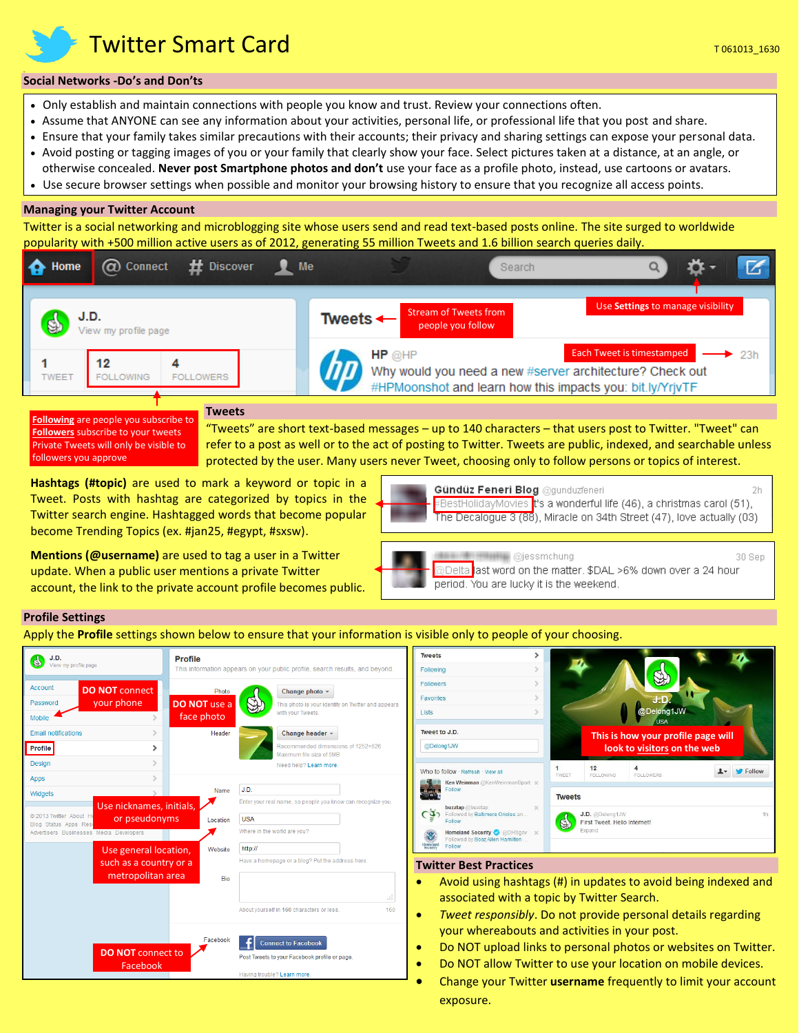# Twitter Smart Card

T 061013_1630

## Social Networks -Do's and Don'ts

- Only establish and maintain connections with people you know and trust. Review your connections often.
- Assume that ANYONE can see any information about your activities, personal life, or professional life that you post and share.
- Ensure that your family takes similar precautions with their accounts; their privacy and sharing settings can expose your personal data.
- Avoid posting or tagging images of you or your family that clearly show your face. Select pictures taken at a distance, at an angle, or otherwise concealed. **Never post Smartphone photos and don't** use your face as a profile photo, instead, use cartoons or avatars.
- Use secure browser settings when possible and monitor your browsing history to ensure that you recognize all access points.

## Managing your Twitter Account

Twitter is a social networking and microblogging site whose users send and read text-based posts online. The site surged to worldwide popularity with +500 million active users as of 2012, generating 55 million Tweets and 1.6 billion search queries daily.

Stream of Tweets from people you follow

Use **Settings** to manage visibility

Each Tweet is timestamped

**Following** are people you subscribe to
**Followers** subscribe to your tweets
Private Tweets will only be visible to followers you approve

### Tweets

"Tweets" are short text-based messages – up to 140 characters – that users post to Twitter. "Tweet" can refer to a post as well or to the act of posting to Twitter. Tweets are public, indexed, and searchable unless protected by the user. Many users never Tweet, choosing only to follow persons or topics of interest.

**Hashtags (#topic)** are used to mark a keyword or topic in a Tweet. Posts with hashtag are categorized by topics in the Twitter search engine. Hashtagged words that become popular become Trending Topics (ex. #jan25, #egypt, #sxsw).

**Mentions (@username)** are used to tag a user in a Twitter update. When a public user mentions a private Twitter account, the link to the private account profile becomes public.

## Profile Settings

Apply the **Profile** settings shown below to ensure that your information is visible only to people of your choosing.

**DO NOT** connect your phone

**DO NOT** use a face photo

Use nicknames, initials, or pseudonyms

Use general location, such as a country or a metropolitan area

**DO NOT** connect to Facebook

This is how your profile page will look to visitors on the web

## Twitter Best Practices

- Avoid using hashtags (#) in updates to avoid being indexed and associated with a topic by Twitter Search.
- *Tweet responsibly*. Do not provide personal details regarding your whereabouts and activities in your post.
- Do NOT upload links to personal photos or websites on Twitter.
- Do NOT allow Twitter to use your location on mobile devices.
- Change your Twitter **username** frequently to limit your account exposure.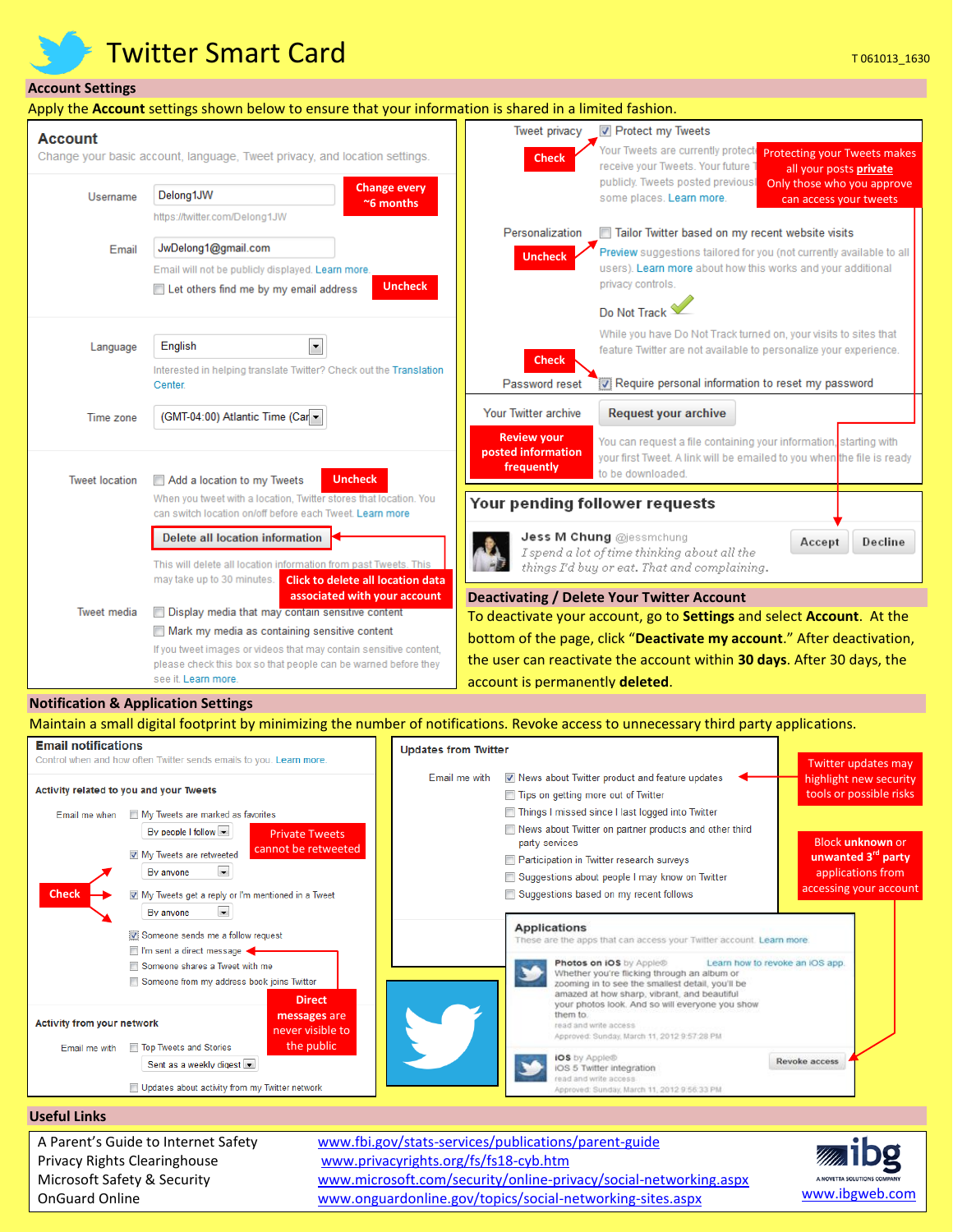# Twitter Smart Card

T 061013_1630

## Account Settings

Apply the **Account** settings shown below to ensure that your information is shared in a limited fashion.

**Account**
Change your basic account, language, Tweet privacy, and location settings.

Username: Delong1JW — https://twitter.com/Delong1JW — **Change every ~6 months**

Email: JwDelong1@gmail.com — Email will not be publicly displayed. Learn more.
Let others find me by my email address — **Uncheck**

Language: English — Interested in helping translate Twitter? Check out the Translation Center.

Time zone: (GMT-04:00) Atlantic Time (Can

Tweet location: Add a location to my Tweets — **Uncheck**
When you tweet with a location, Twitter stores that location. You can switch location on/off before each Tweet. Learn more
Delete all location information — **Click to delete all location data associated with your account**
This will delete all location information from past Tweets. This may take up to 30 minutes.

Tweet media: Display media that may contain sensitive content
Mark my media as containing sensitive content
If you tweet images or videos that may contain sensitive content, please check this box so that people can be warned before they see it. Learn more.

Tweet privacy: Protect my Tweets — **Check**
Your Tweets are currently protected... receive your Tweets. Your future T... publicly. Tweets posted previous... some places. Learn more.
**Protecting your Tweets makes all your posts private. Only those who you approve can access your tweets**

Personalization: Tailor Twitter based on my recent website visits — **Uncheck**
Preview suggestions tailored for you (not currently available to all users). Learn more about how this works and your additional privacy controls.

Do Not Track
While you have Do Not Track turned on, your visits to sites that feature Twitter are not available to personalize your experience.

Password reset: Require personal information to reset my password — **Check**

Your Twitter archive: Request your archive — **Review your posted information frequently**
You can request a file containing your information, starting with your first Tweet. A link will be emailed to you when the file is ready to be downloaded.

**Your pending follower requests**
Jess M Chung @jessmchung — *I spend a lot of time thinking about all the things I'd buy or eat. That and complaining.* — Accept / Decline

## Deactivating / Delete Your Twitter Account

To deactivate your account, go to **Settings** and select **Account**. At the bottom of the page, click "**Deactivate my account**." After deactivation, the user can reactivate the account within **30 days**. After 30 days, the account is permanently **deleted**.

## Notification & Application Settings

Maintain a small digital footprint by minimizing the number of notifications. Revoke access to unnecessary third party applications.

**Email notifications**
Control when and how often Twitter sends emails to you. Learn more.

Activity related to you and your Tweets
Email me when:
- My Tweets are marked as favorites — By people I follow
- My Tweets are retweeted — By anyone — **Private Tweets cannot be retweeted**
- My Tweets get a reply or I'm mentioned in a Tweet — By anyone
- Someone sends me a follow request
- I'm sent a direct message — **Direct messages are never visible to the public**
- Someone shares a Tweet with me
- Someone from my address book joins Twitter

**Check**

Activity from your network
Email me with:
- Top Tweets and Stories — Sent as a weekly digest
- Updates about activity from my Twitter network

**Updates from Twitter**
Email me with:
- News about Twitter product and feature updates — **Twitter updates may highlight new security tools or possible risks**
- Tips on getting more out of Twitter
- Things I missed since I last logged into Twitter
- News about Twitter on partner products and other third party services
- Participation in Twitter research surveys
- Suggestions about people I may know on Twitter
- Suggestions based on my recent follows

**Applications**
These are the apps that can access your Twitter account. Learn more

Photos on iOS by Apple® — Learn how to revoke an iOS app
Whether you're flicking through an album or zooming in to see the smallest detail, you'll be amazed at how sharp, vibrant, and beautiful your photos look. And so will everyone you show them to.
read and write access
Approved: Sunday, March 11, 2012 9:57:28 PM

iOS by Apple® — Revoke access
iOS 5 Twitter integration
read and write access
Approved: Sunday, March 11, 2012 9:56:33 PM

**Block unknown or unwanted 3rd party applications from accessing your account**

## Useful Links

| | |
|---|---|
| A Parent's Guide to Internet Safety | www.fbi.gov/stats-services/publications/parent-guide |
| Privacy Rights Clearinghouse | www.privacyrights.org/fs/fs18-cyb.htm |
| Microsoft Safety & Security | www.microsoft.com/security/online-privacy/social-networking.aspx |
| OnGuard Online | www.onguardonline.gov/topics/social-networking-sites.aspx |

ibg — A NOVETTA SOLUTIONS COMPANY — www.ibgweb.com